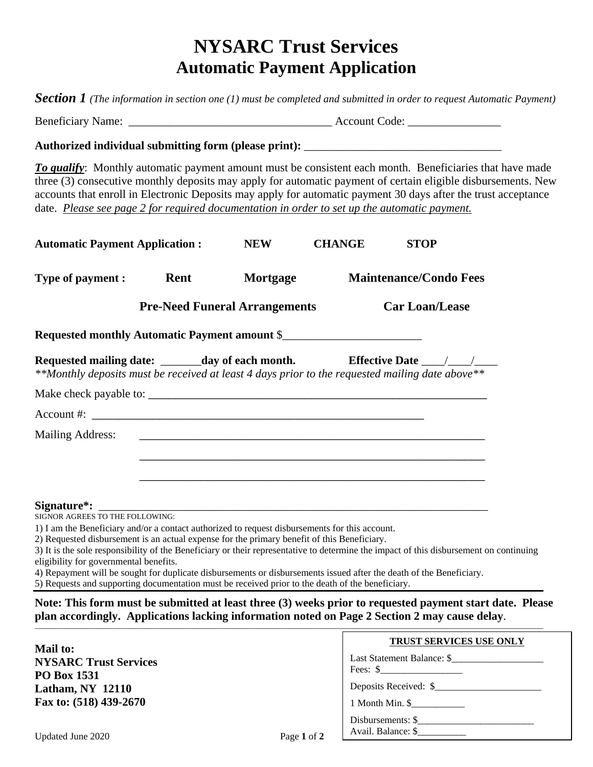# NYSARC Trust Services
# Automatic Payment Application

***Section 1*** *(The information in section one (1) must be completed and submitted in order to request Automatic Payment)*

Beneficiary Name: ___________________________________ Account Code: ________________

**Authorized individual submitting form (please print):** __________________________________

***To qualify***: Monthly automatic payment amount must be consistent each month. Beneficiaries that have made three (3) consecutive monthly deposits may apply for automatic payment of certain eligible disbursements. New accounts that enroll in Electronic Deposits may apply for automatic payment 30 days after the trust acceptance date. *Please see page 2 for required documentation in order to set up the automatic payment.*

**Automatic Payment Application :** **NEW** **CHANGE** **STOP**

**Type of payment :** **Rent** **Mortgage** **Maintenance/Condo Fees**

**Pre-Need Funeral Arrangements** **Car Loan/Lease**

**Requested monthly Automatic Payment amount** $________________________

**Requested mailing date:** _______**day of each month.** **Effective Date** ____/____/____

*\*\*Monthly deposits must be received at least 4 days prior to the requested mailing date above\*\**

Make check payable to: ____________________________________________________________

Account #: ___________________________________________________________

Mailing Address: ______________________________________________________________

______________________________________________________________

______________________________________________________________

**Signature\*:** ______________________________________________________________________

SIGNOR AGREES TO THE FOLLOWING:

1) I am the Beneficiary and/or a contact authorized to request disbursements for this account.
2) Requested disbursement is an actual expense for the primary benefit of this Beneficiary.
3) It is the sole responsibility of the Beneficiary or their representative to determine the impact of this disbursement on continuing eligibility for governmental benefits.
4) Repayment will be sought for duplicate disbursements or disbursements issued after the death of the Beneficiary.
5) Requests and supporting documentation must be received prior to the death of the beneficiary.

**Note: This form must be submitted at least three (3) weeks prior to requested payment start date. Please plan accordingly. Applications lacking information noted on Page 2 Section 2 may cause delay**.

**Mail to:**
**NYSARC Trust Services**
**PO Box 1531**
**Latham, NY 12110**
**Fax to: (518) 439-2670**

| **TRUST SERVICES USE ONLY** |
| --- |
| Last Statement Balance: $___________________ |
| Fees: $_________________ |
| Deposits Received: $______________________ |
| 1 Month Min. $___________ |
| Disbursements: $________________________ |
| Avail. Balance: $__________ |

Updated June 2020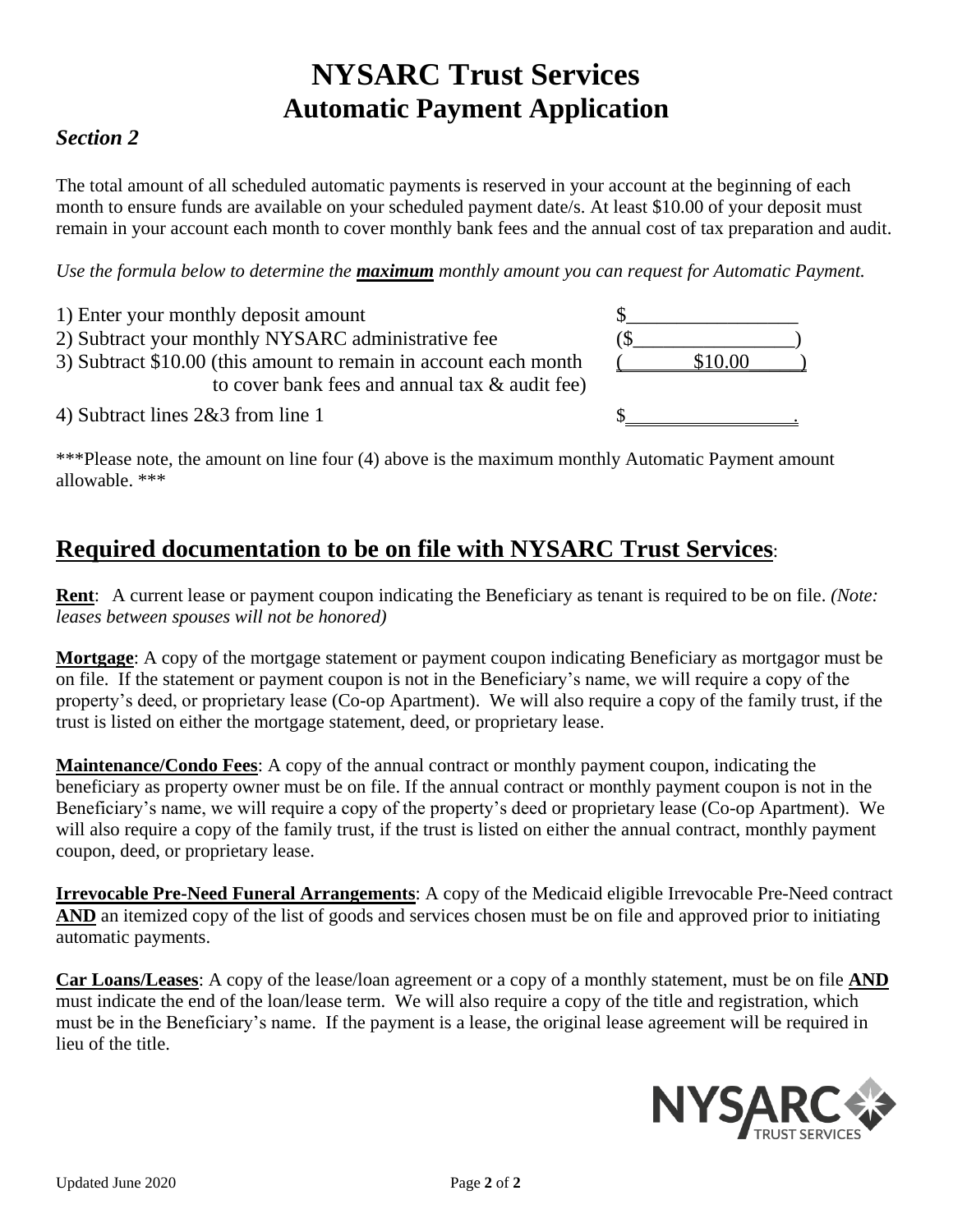# NYSARC Trust Services
# Automatic Payment Application

### *Section 2*

The total amount of all scheduled automatic payments is reserved in your account at the beginning of each month to ensure funds are available on your scheduled payment date/s. At least $10.00 of your deposit must remain in your account each month to cover monthly bank fees and the annual cost of tax preparation and audit.

*Use the formula below to determine the **maximum** monthly amount you can request for Automatic Payment.*

| | |
|---|---|
| 1) Enter your monthly deposit amount | $_________________ |
| 2) Subtract your monthly NYSARC administrative fee | ($________________) |
| 3) Subtract $10.00 (this amount to remain in account each month to cover bank fees and annual tax & audit fee) | ( $10.00 ) |
| 4) Subtract lines 2&3 from line 1 | $_________________. |

***Please note, the amount on line four (4) above is the maximum monthly Automatic Payment amount allowable. ***

## Required documentation to be on file with NYSARC Trust Services:

**Rent**: A current lease or payment coupon indicating the Beneficiary as tenant is required to be on file. *(Note: leases between spouses will not be honored)*

**Mortgage**: A copy of the mortgage statement or payment coupon indicating Beneficiary as mortgagor must be on file. If the statement or payment coupon is not in the Beneficiary's name, we will require a copy of the property's deed, or proprietary lease (Co-op Apartment). We will also require a copy of the family trust, if the trust is listed on either the mortgage statement, deed, or proprietary lease.

**Maintenance/Condo Fees**: A copy of the annual contract or monthly payment coupon, indicating the beneficiary as property owner must be on file. If the annual contract or monthly payment coupon is not in the Beneficiary's name, we will require a copy of the property's deed or proprietary lease (Co-op Apartment). We will also require a copy of the family trust, if the trust is listed on either the annual contract, monthly payment coupon, deed, or proprietary lease.

**Irrevocable Pre-Need Funeral Arrangements**: A copy of the Medicaid eligible Irrevocable Pre-Need contract **AND** an itemized copy of the list of goods and services chosen must be on file and approved prior to initiating automatic payments.

**Car Loans/Leases**: A copy of the lease/loan agreement or a copy of a monthly statement, must be on file **AND** must indicate the end of the loan/lease term. We will also require a copy of the title and registration, which must be in the Beneficiary's name. If the payment is a lease, the original lease agreement will be required in lieu of the title.

Updated June 2020